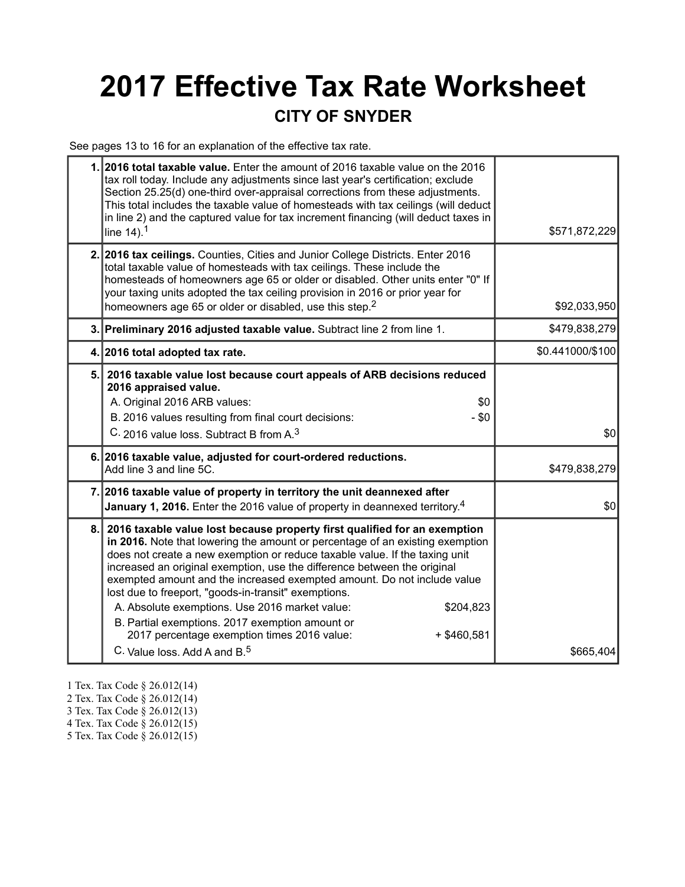# 2017 Effective Tax Rate Worksheet

## CITY OF SNYDER

See pages 13 to 16 for an explanation of the effective tax rate.

| | | |
|---|---|---|
| 1. | **2016 total taxable value.** Enter the amount of 2016 taxable value on the 2016 tax roll today. Include any adjustments since last year's certification; exclude Section 25.25(d) one-third over-appraisal corrections from these adjustments. This total includes the taxable value of homesteads with tax ceilings (will deduct in line 2) and the captured value for tax increment financing (will deduct taxes in line 14).[1] | $571,872,229 |
| 2. | **2016 tax ceilings.** Counties, Cities and Junior College Districts. Enter 2016 total taxable value of homesteads with tax ceilings. These include the homesteads of homeowners age 65 or older or disabled. Other units enter "0" If your taxing units adopted the tax ceiling provision in 2016 or prior year for homeowners age 65 or older or disabled, use this step.[2] | $92,033,950 |
| 3. | **Preliminary 2016 adjusted taxable value.** Subtract line 2 from line 1. | $479,838,279 |
| 4. | **2016 total adopted tax rate.** | $0.441000/$100 |
| 5. | **2016 taxable value lost because court appeals of ARB decisions reduced 2016 appraised value.**<br>A. Original 2016 ARB values: $0<br>B. 2016 values resulting from final court decisions: - $0<br>C. 2016 value loss. Subtract B from A.[3] | $0 |
| 6. | **2016 taxable value, adjusted for court-ordered reductions.** Add line 3 and line 5C. | $479,838,279 |
| 7. | **2016 taxable value of property in territory the unit deannexed after January 1, 2016.** Enter the 2016 value of property in deannexed territory.[4] | $0 |
| 8. | **2016 taxable value lost because property first qualified for an exemption in 2016.** Note that lowering the amount or percentage of an existing exemption does not create a new exemption or reduce taxable value. If the taxing unit increased an original exemption, use the difference between the original exempted amount and the increased exempted amount. Do not include value lost due to freeport, "goods-in-transit" exemptions.<br>A. Absolute exemptions. Use 2016 market value: $204,823<br>B. Partial exemptions. 2017 exemption amount or 2017 percentage exemption times 2016 value: + $460,581<br>C. Value loss. Add A and B.[5] | $665,404 |

1 Tex. Tax Code § 26.012(14)
2 Tex. Tax Code § 26.012(14)
3 Tex. Tax Code § 26.012(13)
4 Tex. Tax Code § 26.012(15)
5 Tex. Tax Code § 26.012(15)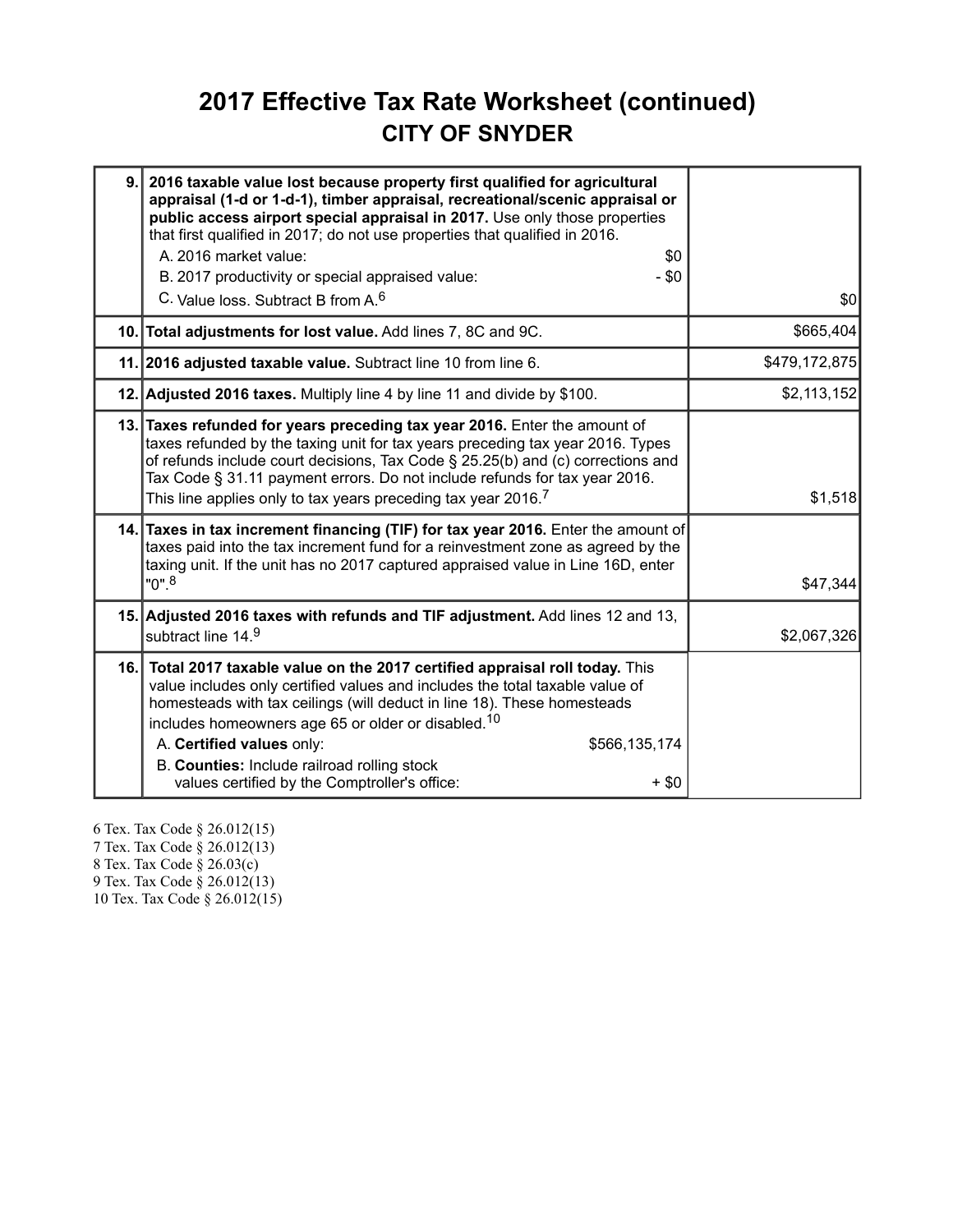# 2017 Effective Tax Rate Worksheet (continued)

## CITY OF SNYDER

| | | |
|---|---|---|
| 9. | **2016 taxable value lost because property first qualified for agricultural appraisal (1-d or 1-d-1), timber appraisal, recreational/scenic appraisal or public access airport special appraisal in 2017.** Use only those properties that first qualified in 2017; do not use properties that qualified in 2016.<br>A. 2016 market value: $0<br>B. 2017 productivity or special appraised value: - $0<br>C. Value loss. Subtract B from A.[6] | $0 |
| 10. | **Total adjustments for lost value.** Add lines 7, 8C and 9C. | $665,404 |
| 11. | **2016 adjusted taxable value.** Subtract line 10 from line 6. | $479,172,875 |
| 12. | **Adjusted 2016 taxes.** Multiply line 4 by line 11 and divide by $100. | $2,113,152 |
| 13. | **Taxes refunded for years preceding tax year 2016.** Enter the amount of taxes refunded by the taxing unit for tax years preceding tax year 2016. Types of refunds include court decisions, Tax Code § 25.25(b) and (c) corrections and Tax Code § 31.11 payment errors. Do not include refunds for tax year 2016. This line applies only to tax years preceding tax year 2016.[7] | $1,518 |
| 14. | **Taxes in tax increment financing (TIF) for tax year 2016.** Enter the amount of taxes paid into the tax increment fund for a reinvestment zone as agreed by the taxing unit. If the unit has no 2017 captured appraised value in Line 16D, enter "0".[8] | $47,344 |
| 15. | **Adjusted 2016 taxes with refunds and TIF adjustment.** Add lines 12 and 13, subtract line 14.[9] | $2,067,326 |
| 16. | **Total 2017 taxable value on the 2017 certified appraisal roll today.** This value includes only certified values and includes the total taxable value of homesteads with tax ceilings (will deduct in line 18). These homesteads includes homeowners age 65 or older or disabled.[10]<br>A. **Certified values** only: $566,135,174<br>B. **Counties:** Include railroad rolling stock values certified by the Comptroller's office: + $0 | |

6 Tex. Tax Code § 26.012(15)
7 Tex. Tax Code § 26.012(13)
8 Tex. Tax Code § 26.03(c)
9 Tex. Tax Code § 26.012(13)
10 Tex. Tax Code § 26.012(15)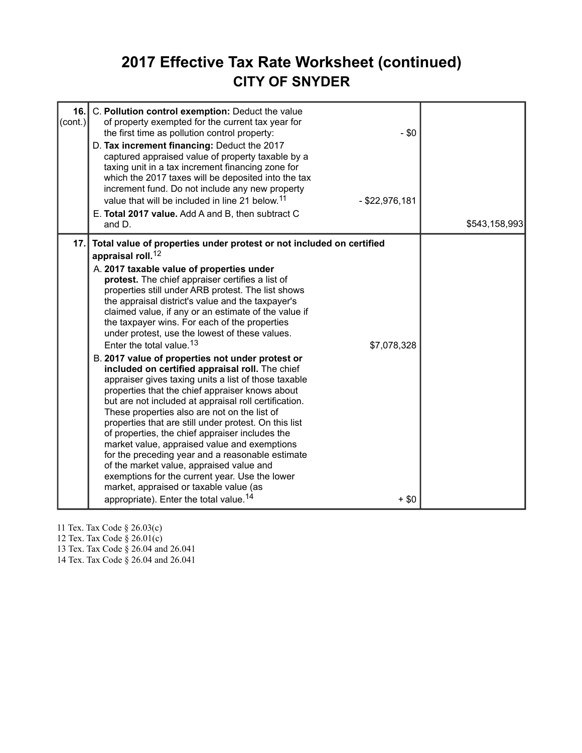# 2017 Effective Tax Rate Worksheet (continued)

## CITY OF SNYDER

| Line | Description | Amount | Total |
|---|---|---|---|
| 16. (cont.) | C. **Pollution control exemption:** Deduct the value of property exempted for the current tax year for the first time as pollution control property: | - $0 | |
| | D. **Tax increment financing:** Deduct the 2017 captured appraised value of property taxable by a taxing unit in a tax increment financing zone for which the 2017 taxes will be deposited into the tax increment fund. Do not include any new property value that will be included in line 21 below.[11] | - $22,976,181 | |
| | E. **Total 2017 value.** Add A and B, then subtract C and D. | | $543,158,993 |
| 17. | **Total value of properties under protest or not included on certified appraisal roll.**[12] | | |
| | A. **2017 taxable value of properties under protest.** The chief appraiser certifies a list of properties still under ARB protest. The list shows the appraisal district's value and the taxpayer's claimed value, if any or an estimate of the value if the taxpayer wins. For each of the properties under protest, use the lowest of these values. Enter the total value.[13] | $7,078,328 | |
| | B. **2017 value of properties not under protest or included on certified appraisal roll.** The chief appraiser gives taxing units a list of those taxable properties that the chief appraiser knows about but are not included at appraisal roll certification. These properties also are not on the list of properties that are still under protest. On this list of properties, the chief appraiser includes the market value, appraised value and exemptions for the preceding year and a reasonable estimate of the market value, appraised value and exemptions for the current year. Use the lower market, appraised or taxable value (as appropriate). Enter the total value.[14] | + $0 | |

11 Tex. Tax Code § 26.03(c)
12 Tex. Tax Code § 26.01(c)
13 Tex. Tax Code § 26.04 and 26.041
14 Tex. Tax Code § 26.04 and 26.041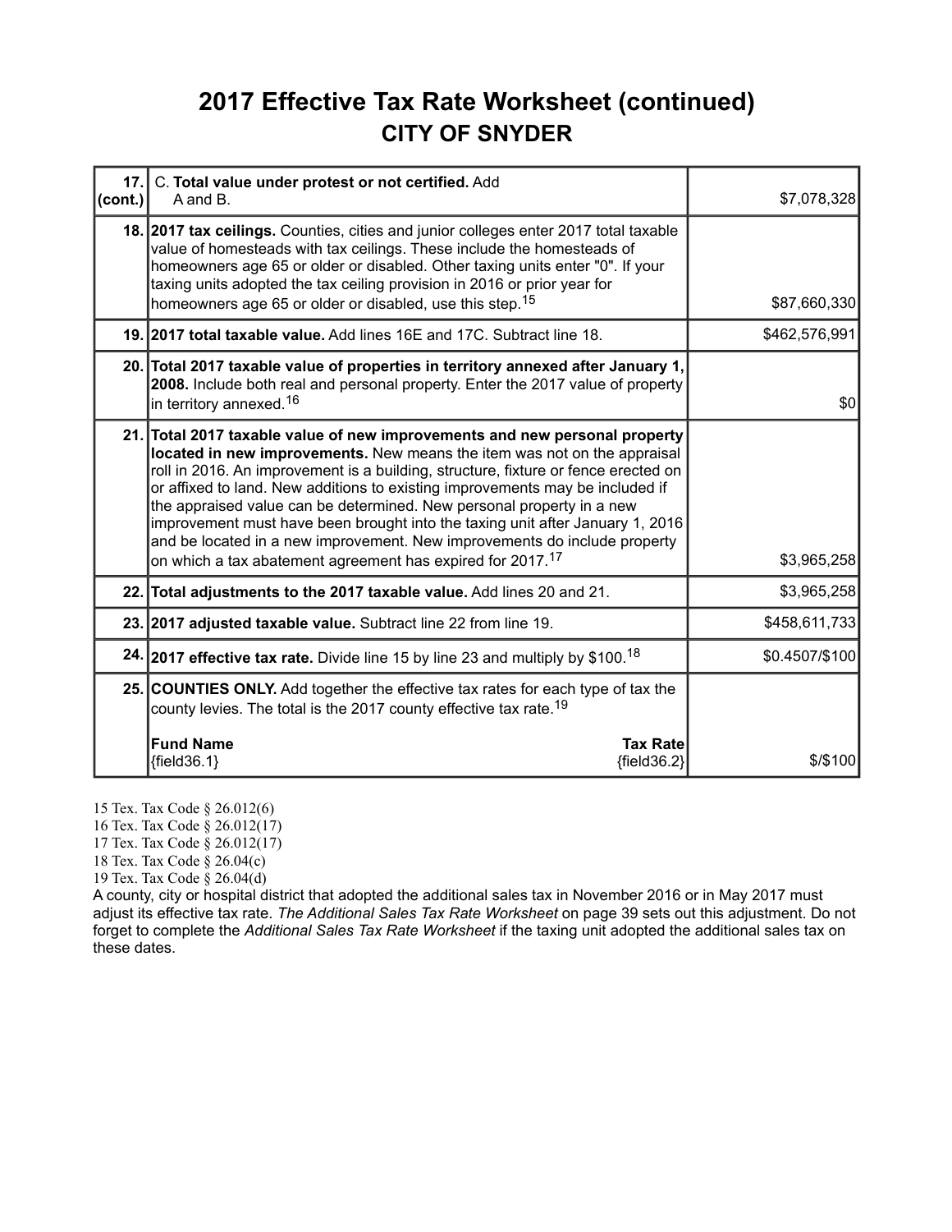# 2017 Effective Tax Rate Worksheet (continued)

## CITY OF SNYDER

| Line | Description | Amount |
|---|---|---|
| 17. (cont.) | C. **Total value under protest or not certified.** Add A and B. | $7,078,328 |
| 18. | **2017 tax ceilings.** Counties, cities and junior colleges enter 2017 total taxable value of homesteads with tax ceilings. These include the homesteads of homeowners age 65 or older or disabled. Other taxing units enter "0". If your taxing units adopted the tax ceiling provision in 2016 or prior year for homeowners age 65 or older or disabled, use this step.[15] | $87,660,330 |
| 19. | **2017 total taxable value.** Add lines 16E and 17C. Subtract line 18. | $462,576,991 |
| 20. | **Total 2017 taxable value of properties in territory annexed after January 1, 2008.** Include both real and personal property. Enter the 2017 value of property in territory annexed.[16] | $0 |
| 21. | **Total 2017 taxable value of new improvements and new personal property located in new improvements.** New means the item was not on the appraisal roll in 2016. An improvement is a building, structure, fixture or fence erected on or affixed to land. New additions to existing improvements may be included if the appraised value can be determined. New personal property in a new improvement must have been brought into the taxing unit after January 1, 2016 and be located in a new improvement. New improvements do include property on which a tax abatement agreement has expired for 2017.[17] | $3,965,258 |
| 22. | **Total adjustments to the 2017 taxable value.** Add lines 20 and 21. | $3,965,258 |
| 23. | **2017 adjusted taxable value.** Subtract line 22 from line 19. | $458,611,733 |
| 24. | **2017 effective tax rate.** Divide line 15 by line 23 and multiply by $100.[18] | $0.4507/$100 |
| 25. | **COUNTIES ONLY.** Add together the effective tax rates for each type of tax the county levies. The total is the 2017 county effective tax rate.[19]<br><br>**Fund Name** {field36.1} — **Tax Rate** {field36.2} | $/$100 |

15 Tex. Tax Code § 26.012(6)
16 Tex. Tax Code § 26.012(17)
17 Tex. Tax Code § 26.012(17)
18 Tex. Tax Code § 26.04(c)
19 Tex. Tax Code § 26.04(d)

A county, city or hospital district that adopted the additional sales tax in November 2016 or in May 2017 must adjust its effective tax rate. *The Additional Sales Tax Rate Worksheet* on page 39 sets out this adjustment. Do not forget to complete the *Additional Sales Tax Rate Worksheet* if the taxing unit adopted the additional sales tax on these dates.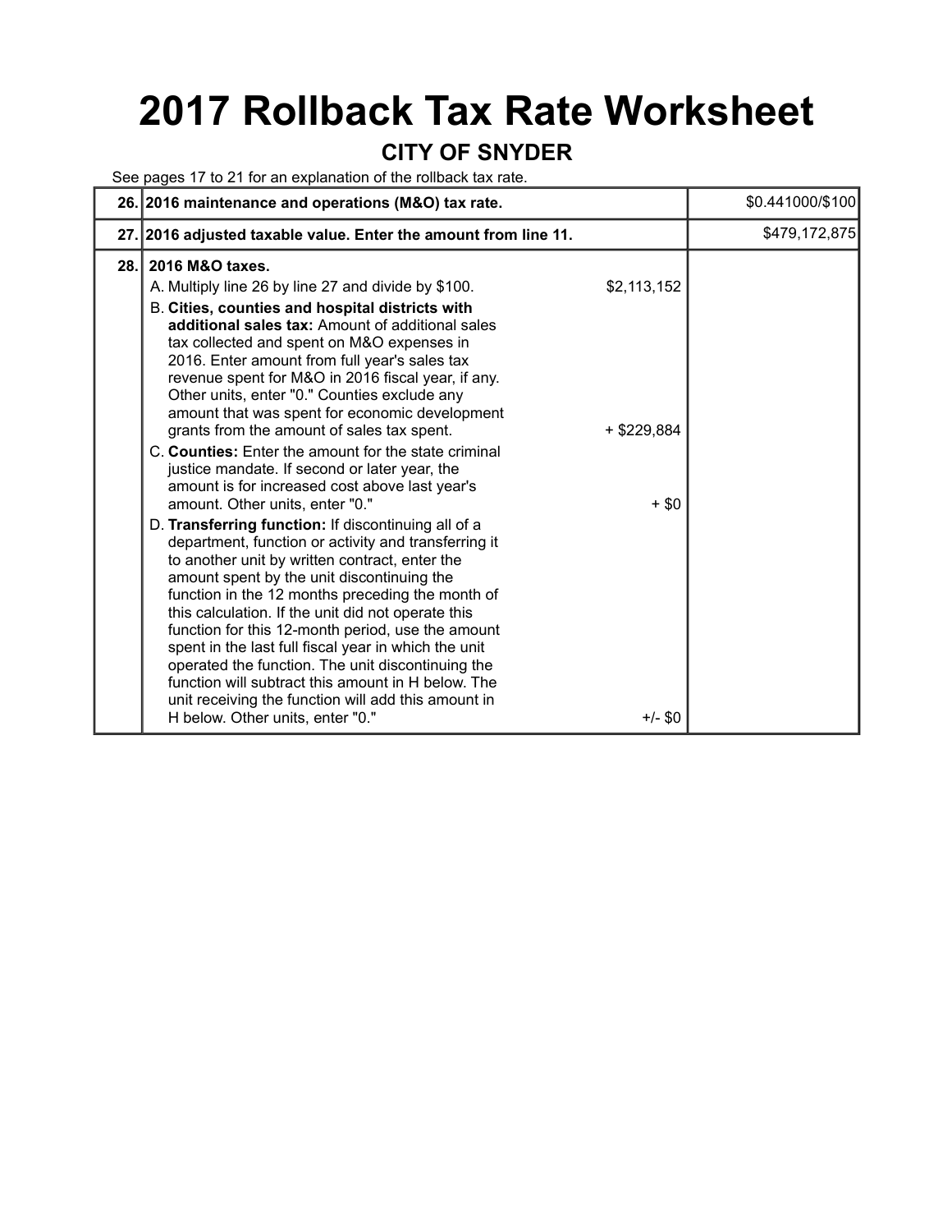# 2017 Rollback Tax Rate Worksheet

## CITY OF SNYDER

See pages 17 to 21 for an explanation of the rollback tax rate.

| | | | |
|---|---|---|---|
| 26. | **2016 maintenance and operations (M&O) tax rate.** | | $0.441000/$100 |
| 27. | **2016 adjusted taxable value. Enter the amount from line 11.** | | $479,172,875 |
| 28. | **2016 M&O taxes.** | | |
| | A. Multiply line 26 by line 27 and divide by $100. | $2,113,152 | |
| | B. **Cities, counties and hospital districts with additional sales tax:** Amount of additional sales tax collected and spent on M&O expenses in 2016. Enter amount from full year's sales tax revenue spent for M&O in 2016 fiscal year, if any. Other units, enter "0." Counties exclude any amount that was spent for economic development grants from the amount of sales tax spent. | + $229,884 | |
| | C. **Counties:** Enter the amount for the state criminal justice mandate. If second or later year, the amount is for increased cost above last year's amount. Other units, enter "0." | + $0 | |
| | D. **Transferring function:** If discontinuing all of a department, function or activity and transferring it to another unit by written contract, enter the amount spent by the unit discontinuing the function in the 12 months preceding the month of this calculation. If the unit did not operate this function for this 12-month period, use the amount spent in the last full fiscal year in which the unit operated the function. The unit discontinuing the function will subtract this amount in H below. The unit receiving the function will add this amount in H below. Other units, enter "0." | +/- $0 | |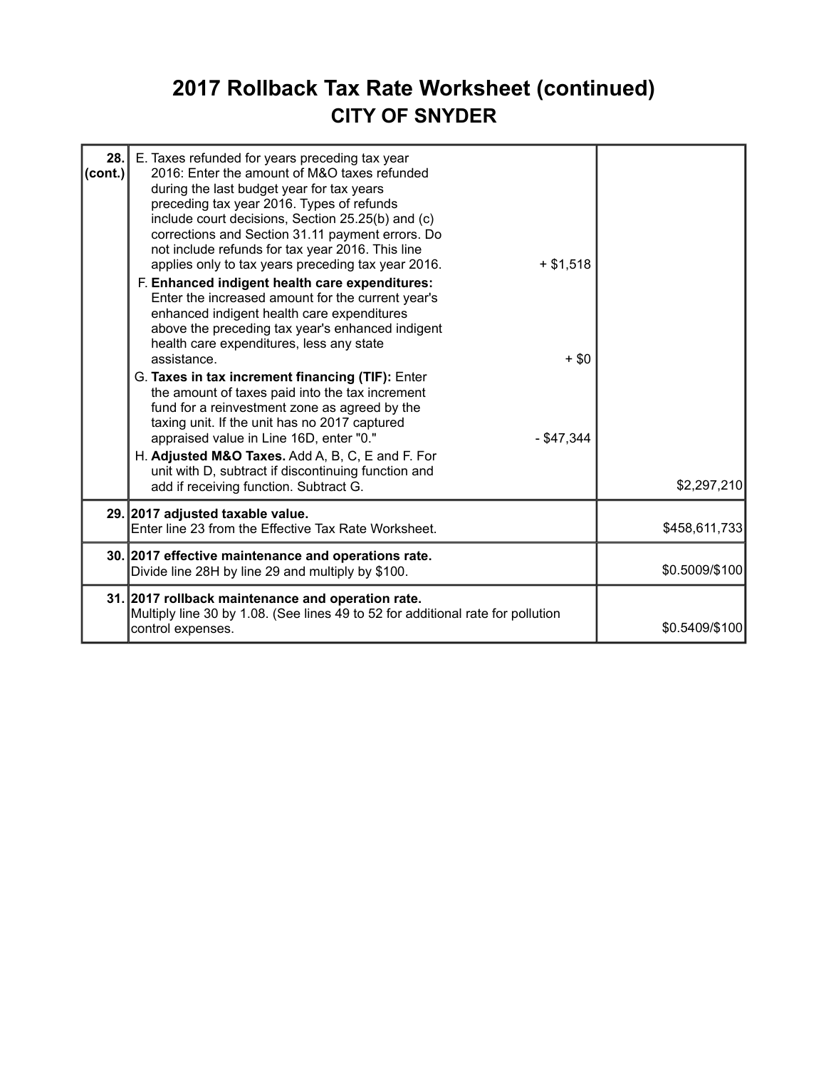# 2017 Rollback Tax Rate Worksheet (continued)

## CITY OF SNYDER

| Line | Description | Amount | Total |
|---|---|---|---|
| 28. (cont.) | E. Taxes refunded for years preceding tax year 2016: Enter the amount of M&O taxes refunded during the last budget year for tax years preceding tax year 2016. Types of refunds include court decisions, Section 25.25(b) and (c) corrections and Section 31.11 payment errors. Do not include refunds for tax year 2016. This line applies only to tax years preceding tax year 2016. | + $1,518 | |
| | F. **Enhanced indigent health care expenditures:** Enter the increased amount for the current year's enhanced indigent health care expenditures above the preceding tax year's enhanced indigent health care expenditures, less any state assistance. | + $0 | |
| | G. **Taxes in tax increment financing (TIF):** Enter the amount of taxes paid into the tax increment fund for a reinvestment zone as agreed by the taxing unit. If the unit has no 2017 captured appraised value in Line 16D, enter "0." | - $47,344 | |
| | H. **Adjusted M&O Taxes.** Add A, B, C, E and F. For unit with D, subtract if discontinuing function and add if receiving function. Subtract G. | | $2,297,210 |
| 29. | **2017 adjusted taxable value.** Enter line 23 from the Effective Tax Rate Worksheet. | | $458,611,733 |
| 30. | **2017 effective maintenance and operations rate.** Divide line 28H by line 29 and multiply by $100. | | $0.5009/$100 |
| 31. | **2017 rollback maintenance and operation rate.** Multiply line 30 by 1.08. (See lines 49 to 52 for additional rate for pollution control expenses. | | $0.5409/$100 |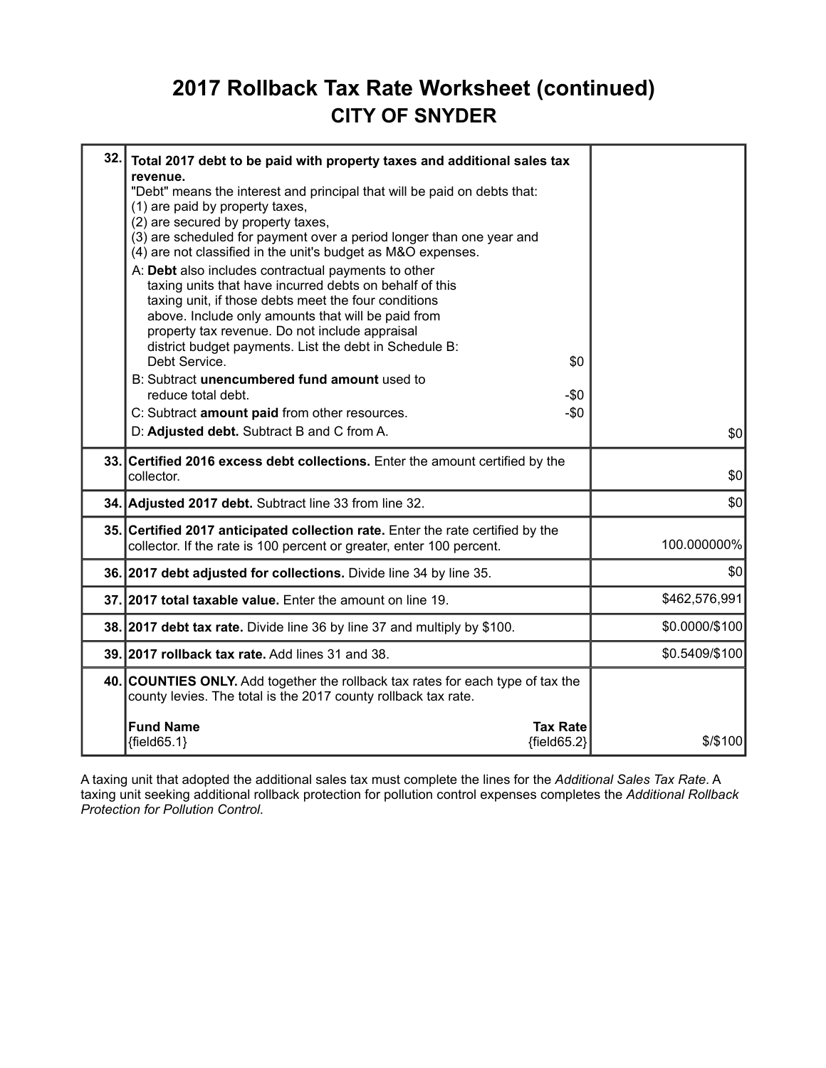# 2017 Rollback Tax Rate Worksheet (continued)

## CITY OF SNYDER

| Line | Description | Amount |
|---|---|---|
| 32. | **Total 2017 debt to be paid with property taxes and additional sales tax revenue.**<br>"Debt" means the interest and principal that will be paid on debts that:<br>(1) are paid by property taxes,<br>(2) are secured by property taxes,<br>(3) are scheduled for payment over a period longer than one year and<br>(4) are not classified in the unit's budget as M&O expenses.<br>A: **Debt** also includes contractual payments to other taxing units that have incurred debts on behalf of this taxing unit, if those debts meet the four conditions above. Include only amounts that will be paid from property tax revenue. Do not include appraisal district budget payments. List the debt in Schedule B: Debt Service. $0<br>B: Subtract **unencumbered fund amount** used to reduce total debt. -$0<br>C: Subtract **amount paid** from other resources. -$0<br>D: **Adjusted debt.** Subtract B and C from A. | $0 |
| 33. | **Certified 2016 excess debt collections.** Enter the amount certified by the collector. | $0 |
| 34. | **Adjusted 2017 debt.** Subtract line 33 from line 32. | $0 |
| 35. | **Certified 2017 anticipated collection rate.** Enter the rate certified by the collector. If the rate is 100 percent or greater, enter 100 percent. | 100.000000% |
| 36. | **2017 debt adjusted for collections.** Divide line 34 by line 35. | $0 |
| 37. | **2017 total taxable value.** Enter the amount on line 19. | $462,576,991 |
| 38. | **2017 debt tax rate.** Divide line 36 by line 37 and multiply by $100. | $0.0000/$100 |
| 39. | **2017 rollback tax rate.** Add lines 31 and 38. | $0.5409/$100 |
| 40. | **COUNTIES ONLY.** Add together the rollback tax rates for each type of tax the county levies. The total is the 2017 county rollback tax rate.<br>**Fund Name** — **Tax Rate**<br>{field65.1} — {field65.2} | $/$100 |

A taxing unit that adopted the additional sales tax must complete the lines for the *Additional Sales Tax Rate*. A taxing unit seeking additional rollback protection for pollution control expenses completes the *Additional Rollback Protection for Pollution Control*.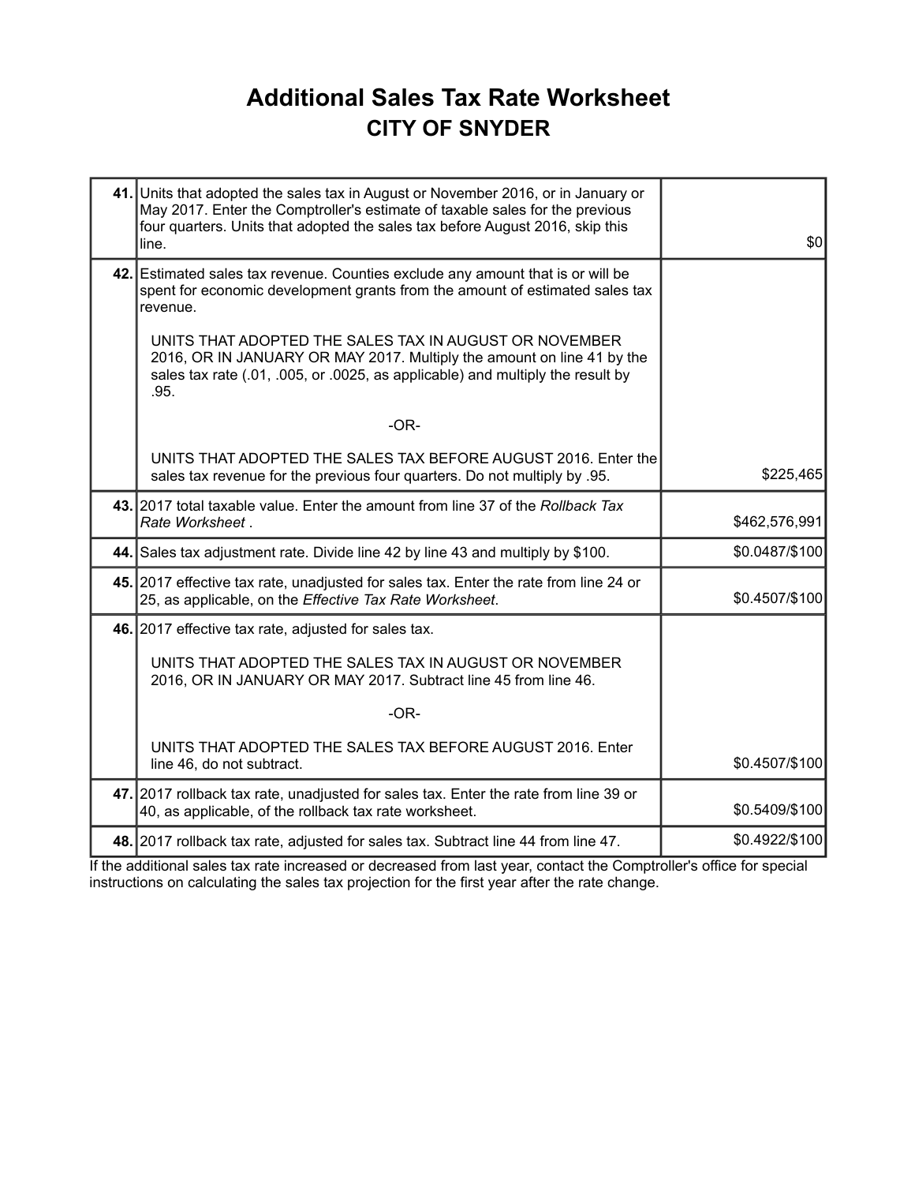# Additional Sales Tax Rate Worksheet

## CITY OF SNYDER

| | | |
|---|---|---|
| **41.** | Units that adopted the sales tax in August or November 2016, or in January or May 2017. Enter the Comptroller's estimate of taxable sales for the previous four quarters. Units that adopted the sales tax before August 2016, skip this line. | $0 |
| **42.** | Estimated sales tax revenue. Counties exclude any amount that is or will be spent for economic development grants from the amount of estimated sales tax revenue.<br><br>UNITS THAT ADOPTED THE SALES TAX IN AUGUST OR NOVEMBER 2016, OR IN JANUARY OR MAY 2017. Multiply the amount on line 41 by the sales tax rate (.01, .005, or .0025, as applicable) and multiply the result by .95.<br><br>-OR-<br><br>UNITS THAT ADOPTED THE SALES TAX BEFORE AUGUST 2016. Enter the sales tax revenue for the previous four quarters. Do not multiply by .95. | $225,465 |
| **43.** | 2017 total taxable value. Enter the amount from line 37 of the *Rollback Tax Rate Worksheet* . | $462,576,991 |
| **44.** | Sales tax adjustment rate. Divide line 42 by line 43 and multiply by $100. | $0.0487/$100 |
| **45.** | 2017 effective tax rate, unadjusted for sales tax. Enter the rate from line 24 or 25, as applicable, on the *Effective Tax Rate Worksheet*. | $0.4507/$100 |
| **46.** | 2017 effective tax rate, adjusted for sales tax.<br><br>UNITS THAT ADOPTED THE SALES TAX IN AUGUST OR NOVEMBER 2016, OR IN JANUARY OR MAY 2017. Subtract line 45 from line 46.<br><br>-OR-<br><br>UNITS THAT ADOPTED THE SALES TAX BEFORE AUGUST 2016. Enter line 46, do not subtract. | $0.4507/$100 |
| **47.** | 2017 rollback tax rate, unadjusted for sales tax. Enter the rate from line 39 or 40, as applicable, of the rollback tax rate worksheet. | $0.5409/$100 |
| **48.** | 2017 rollback tax rate, adjusted for sales tax. Subtract line 44 from line 47. | $0.4922/$100 |

If the additional sales tax rate increased or decreased from last year, contact the Comptroller's office for special instructions on calculating the sales tax projection for the first year after the rate change.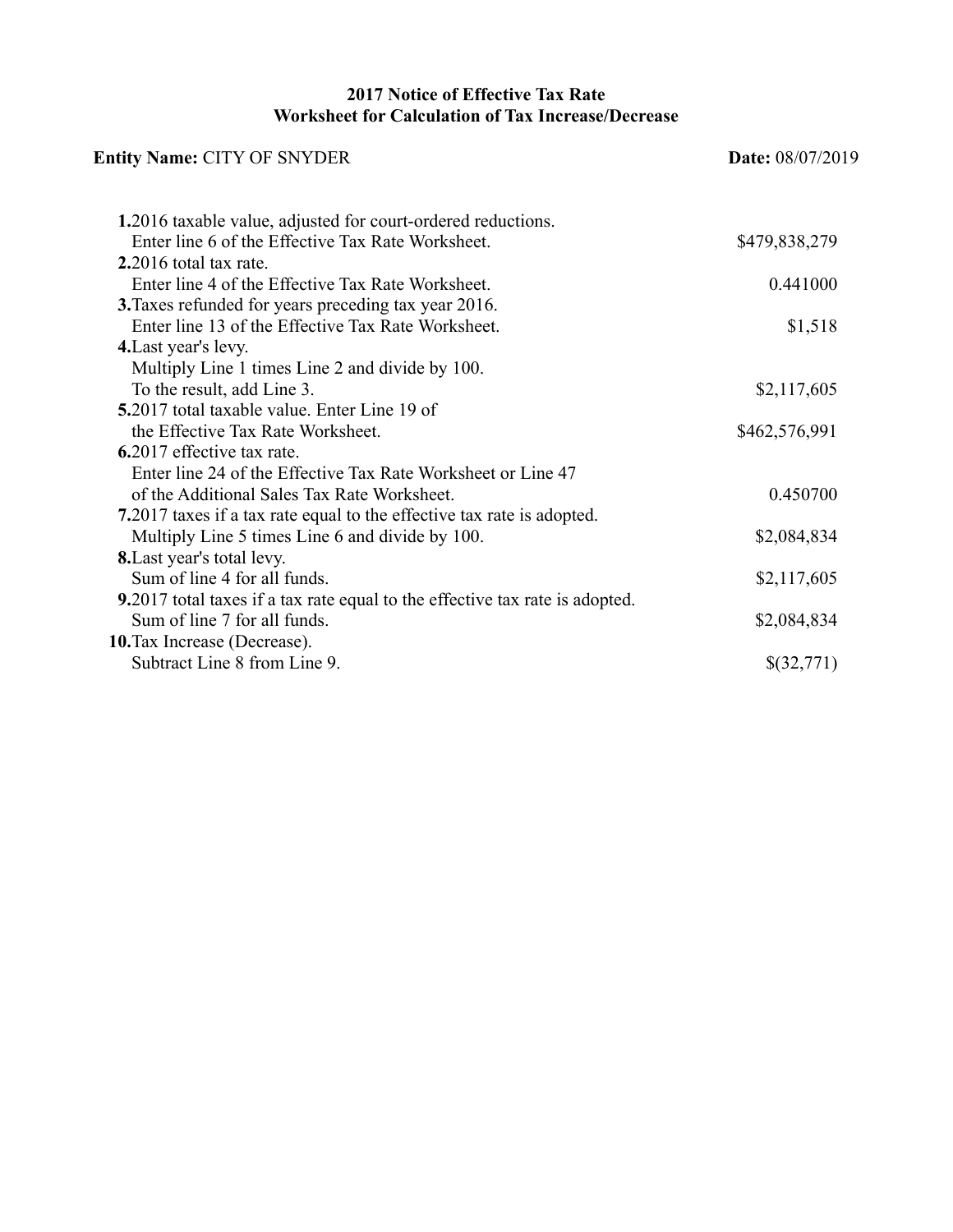## 2017 Notice of Effective Tax Rate
## Worksheet for Calculation of Tax Increase/Decrease

**Entity Name:** CITY OF SNYDER **Date:** 08/07/2019

| | |
|---|---|
| **1.** 2016 taxable value, adjusted for court-ordered reductions. Enter line 6 of the Effective Tax Rate Worksheet. | $479,838,279 |
| **2.** 2016 total tax rate. Enter line 4 of the Effective Tax Rate Worksheet. | 0.441000 |
| **3.** Taxes refunded for years preceding tax year 2016. Enter line 13 of the Effective Tax Rate Worksheet. | $1,518 |
| **4.** Last year's levy. Multiply Line 1 times Line 2 and divide by 100. To the result, add Line 3. | $2,117,605 |
| **5.** 2017 total taxable value. Enter Line 19 of the Effective Tax Rate Worksheet. | $462,576,991 |
| **6.** 2017 effective tax rate. Enter line 24 of the Effective Tax Rate Worksheet or Line 47 of the Additional Sales Tax Rate Worksheet. | 0.450700 |
| **7.** 2017 taxes if a tax rate equal to the effective tax rate is adopted. Multiply Line 5 times Line 6 and divide by 100. | $2,084,834 |
| **8.** Last year's total levy. Sum of line 4 for all funds. | $2,117,605 |
| **9.** 2017 total taxes if a tax rate equal to the effective tax rate is adopted. Sum of line 7 for all funds. | $2,084,834 |
| **10.** Tax Increase (Decrease). Subtract Line 8 from Line 9. | $(32,771) |